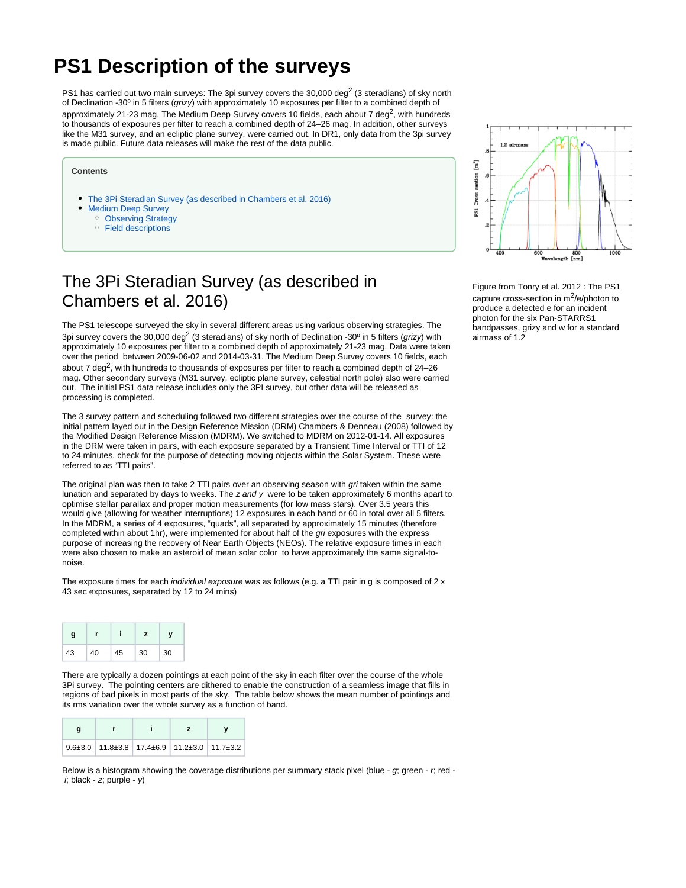# PS1 Description of the surveys

PS1 has carried out two main surveys: The 3pi survey covers the 30,000 deg$^2$ (3 steradians) of sky north of Declination -30º in 5 filters (*grizy*) with approximately 10 exposures per filter to a combined depth of approximately 21-23 mag. The Medium Deep Survey covers 10 fields, each about 7 deg$^2$, with hundreds to thousands of exposures per filter to reach a combined depth of 24–26 mag. In addition, other surveys like the M31 survey, and an ecliptic plane survey, were carried out. In DR1, only data from the 3pi survey is made public. Future data releases will make the rest of the data public.

**Contents**

- The 3Pi Steradian Survey (as described in Chambers et al. 2016)
- Medium Deep Survey
  - Observing Strategy
  - Field descriptions

Figure from Tonry et al. 2012 : The PS1 capture cross-section in m$^2$/e/photon to produce a detected e for an incident photon for the six Pan-STARRS1 bandpasses, grizy and w for a standard airmass of 1.2

## The 3Pi Steradian Survey (as described in Chambers et al. 2016)

The PS1 telescope surveyed the sky in several different areas using various observing strategies. The 3pi survey covers the 30,000 deg$^2$ (3 steradians) of sky north of Declination -30º in 5 filters (*grizy*) with approximately 10 exposures per filter to a combined depth of approximately 21-23 mag. Data were taken over the period between 2009-06-02 and 2014-03-31. The Medium Deep Survey covers 10 fields, each about 7 deg$^2$, with hundreds to thousands of exposures per filter to reach a combined depth of 24–26 mag. Other secondary surveys (M31 survey, ecliptic plane survey, celestial north pole) also were carried out. The initial PS1 data release includes only the 3PI survey, but other data will be released as processing is completed.

The 3 survey pattern and scheduling followed two different strategies over the course of the survey: the initial pattern layed out in the Design Reference Mission (DRM) Chambers & Denneau (2008) followed by the Modified Design Reference Mission (MDRM). We switched to MDRM on 2012-01-14. All exposures in the DRM were taken in pairs, with each exposure separated by a Transient Time Interval or TTI of 12 to 24 minutes, check for the purpose of detecting moving objects within the Solar System. These were referred to as "TTI pairs".

The original plan was then to take 2 TTI pairs over an observing season with *gri* taken within the same lunation and separated by days to weeks. The *z and y* were to be taken approximately 6 months apart to optimise stellar parallax and proper motion measurements (for low mass stars). Over 3.5 years this would give (allowing for weather interruptions) 12 exposures in each band or 60 in total over all 5 filters. In the MDRM, a series of 4 exposures, "quads", all separated by approximately 15 minutes (therefore completed within about 1hr), were implemented for about half of the *gri* exposures with the express purpose of increasing the recovery of Near Earth Objects (NEOs). The relative exposure times in each were also chosen to make an asteroid of mean solar color to have approximately the same signal-to-noise.

The exposure times for each *individual exposure* was as follows (e.g. a TTI pair in g is composed of 2 x 43 sec exposures, separated by 12 to 24 mins)

| g | r | i | z | y |
|---|---|---|---|---|
| 43 | 40 | 45 | 30 | 30 |

There are typically a dozen pointings at each point of the sky in each filter over the course of the whole 3Pi survey. The pointing centers are dithered to enable the construction of a seamless image that fills in regions of bad pixels in most parts of the sky. The table below shows the mean number of pointings and its rms variation over the whole survey as a function of band.

| g | r | i | z | y |
|---|---|---|---|---|
| 9.6±3.0 | 11.8±3.8 | 17.4±6.9 | 11.2±3.0 | 11.7±3.2 |

Below is a histogram showing the coverage distributions per summary stack pixel (blue - *g*; green - *r*; red - *i*; black - *z*; purple - *y*)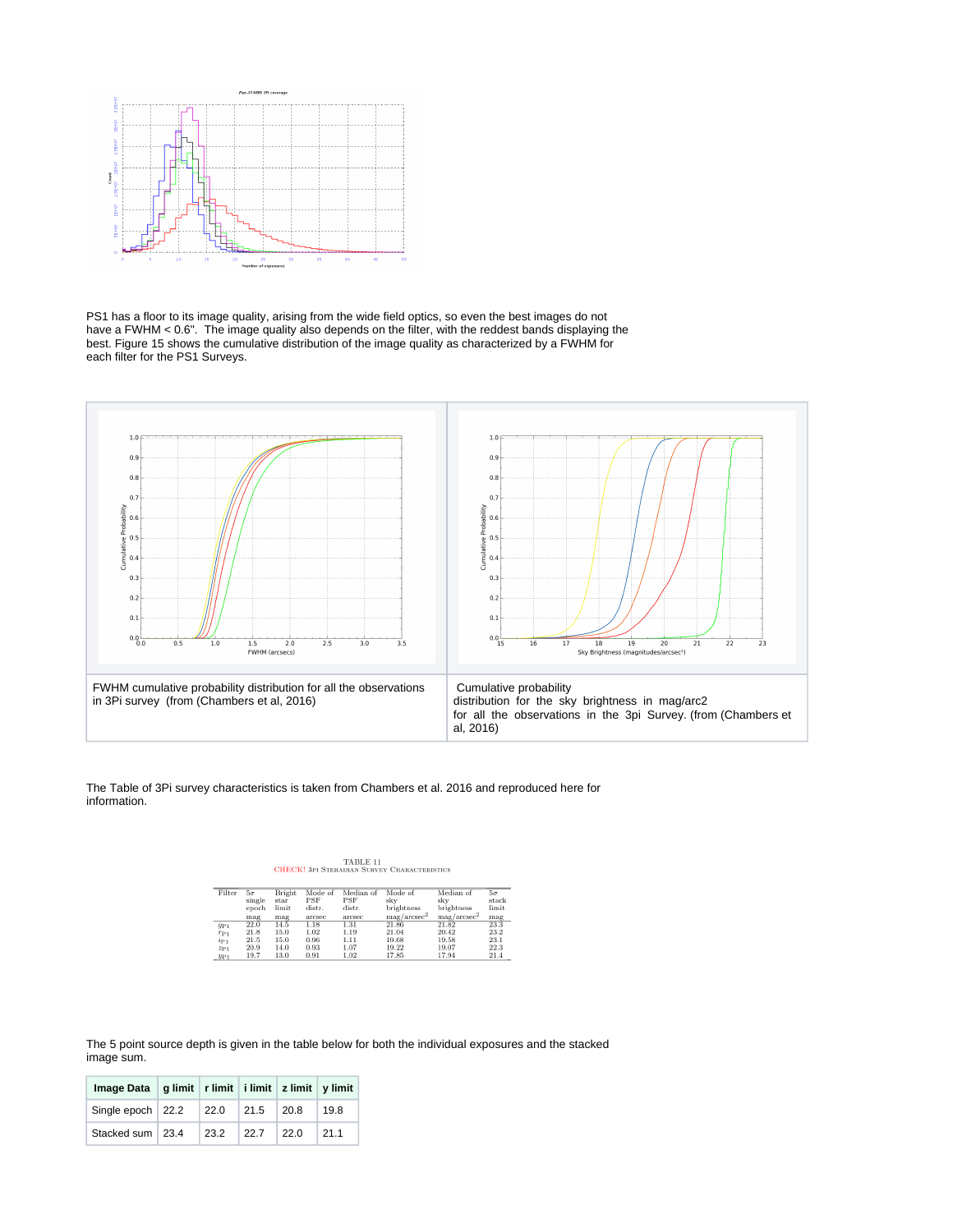PS1 has a floor to its image quality, arising from the wide field optics, so even the best images do not have a FWHM < 0.6". The image quality also depends on the filter, with the reddest bands displaying the best. Figure 15 shows the cumulative distribution of the image quality as characterized by a FWHM for each filter for the PS1 Surveys.

| FWHM cumulative probability distribution for all the observations in 3Pi survey (from (Chambers et al, 2016) | Cumulative probability distribution for the sky brightness in mag/arc2 for all the observations in the 3pi Survey. (from (Chambers et al, 2016) |
|---|---|

The Table of 3Pi survey characteristics is taken from Chambers et al. 2016 and reproduced here for information.

TABLE 11
CHECK! 3PI STERADIAN SURVEY CHARACTERISTICS

| Filter | $5\sigma$ single epoch mag | Bright star limit mag | Mode of PSF distr. arcsec | Median of PSF distr. arcsec | Mode of sky brightness mag/arcsec$^2$ | Median of sky brightness mag/arcsec$^2$ | $5\sigma$ stack limit mag |
|---|---|---|---|---|---|---|---|
| $g_{P1}$ | 22.0 | 14.5 | 1.18 | 1.31 | 21.86 | 21.82 | 23.3 |
| $r_{P1}$ | 21.8 | 15.0 | 1.02 | 1.19 | 21.04 | 20.42 | 23.2 |
| $i_{P1}$ | 21.5 | 15.0 | 0.96 | 1.11 | 19.68 | 19.58 | 23.1 |
| $z_{P1}$ | 20.9 | 14.0 | 0.93 | 1.07 | 19.22 | 19.07 | 22.3 |
| $y_{P1}$ | 19.7 | 13.0 | 0.91 | 1.02 | 17.85 | 17.94 | 21.4 |

The 5 point source depth is given in the table below for both the individual exposures and the stacked image sum.

| Image Data | g limit | r limit | i limit | z limit | y limit |
|---|---|---|---|---|---|
| Single epoch | 22.2 | 22.0 | 21.5 | 20.8 | 19.8 |
| Stacked sum | 23.4 | 23.2 | 22.7 | 22.0 | 21.1 |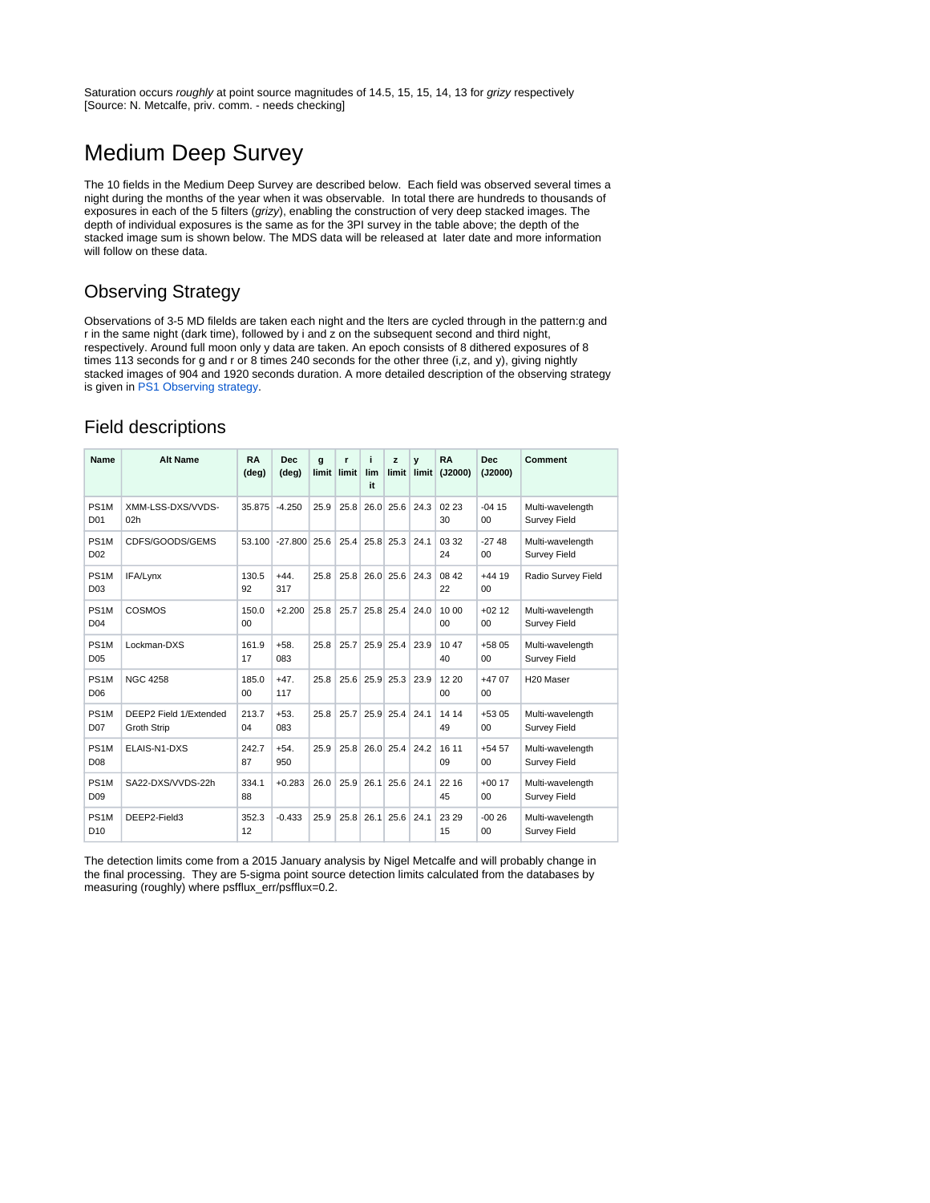Saturation occurs *roughly* at point source magnitudes of 14.5, 15, 15, 14, 13 for *grizy* respectively [Source: N. Metcalfe, priv. comm. - needs checking]

# Medium Deep Survey

The 10 fields in the Medium Deep Survey are described below. Each field was observed several times a night during the months of the year when it was observable. In total there are hundreds to thousands of exposures in each of the 5 filters (*grizy*), enabling the construction of very deep stacked images. The depth of individual exposures is the same as for the 3PI survey in the table above; the depth of the stacked image sum is shown below. The MDS data will be released at later date and more information will follow on these data.

## Observing Strategy

Observations of 3-5 MD filelds are taken each night and the lters are cycled through in the pattern:g and r in the same night (dark time), followed by i and z on the subsequent second and third night, respectively. Around full moon only y data are taken. An epoch consists of 8 dithered exposures of 8 times 113 seconds for g and r or 8 times 240 seconds for the other three (i,z, and y), giving nightly stacked images of 904 and 1920 seconds duration. A more detailed description of the observing strategy is given in PS1 Observing strategy.

## Field descriptions

| Name | Alt Name | RA (deg) | Dec (deg) | g limit | r limit | i limit | z limit | y limit | RA (J2000) | Dec (J2000) | Comment |
|---|---|---|---|---|---|---|---|---|---|---|---|
| PS1M D01 | XMM-LSS-DXS/VVDS-02h | 35.875 | -4.250 | 25.9 | 25.8 | 26.0 | 25.6 | 24.3 | 02 23 30 | -04 15 00 | Multi-wavelength Survey Field |
| PS1M D02 | CDFS/GOODS/GEMS | 53.100 | -27.800 | 25.6 | 25.4 | 25.8 | 25.3 | 24.1 | 03 32 24 | -27 48 00 | Multi-wavelength Survey Field |
| PS1M D03 | IFA/Lynx | 130.592 | +44.317 | 25.8 | 25.8 | 26.0 | 25.6 | 24.3 | 08 42 22 | +44 19 00 | Radio Survey Field |
| PS1M D04 | COSMOS | 150.000 | +2.200 | 25.8 | 25.7 | 25.8 | 25.4 | 24.0 | 10 00 00 | +02 12 00 | Multi-wavelength Survey Field |
| PS1M D05 | Lockman-DXS | 161.917 | +58.083 | 25.8 | 25.7 | 25.9 | 25.4 | 23.9 | 10 47 40 | +58 05 00 | Multi-wavelength Survey Field |
| PS1M D06 | NGC 4258 | 185.000 | +47.117 | 25.8 | 25.6 | 25.9 | 25.3 | 23.9 | 12 20 00 | +47 07 00 | H20 Maser |
| PS1M D07 | DEEP2 Field 1/Extended Groth Strip | 213.704 | +53.083 | 25.8 | 25.7 | 25.9 | 25.4 | 24.1 | 14 14 49 | +53 05 00 | Multi-wavelength Survey Field |
| PS1M D08 | ELAIS-N1-DXS | 242.787 | +54.950 | 25.9 | 25.8 | 26.0 | 25.4 | 24.2 | 16 11 09 | +54 57 00 | Multi-wavelength Survey Field |
| PS1M D09 | SA22-DXS/VVDS-22h | 334.188 | +0.283 | 26.0 | 25.9 | 26.1 | 25.6 | 24.1 | 22 16 45 | +00 17 00 | Multi-wavelength Survey Field |
| PS1M D10 | DEEP2-Field3 | 352.312 | -0.433 | 25.9 | 25.8 | 26.1 | 25.6 | 24.1 | 23 29 15 | -00 26 00 | Multi-wavelength Survey Field |

The detection limits come from a 2015 January analysis by Nigel Metcalfe and will probably change in the final processing. They are 5-sigma point source detection limits calculated from the databases by measuring (roughly) where psfflux_err/psfflux=0.2.